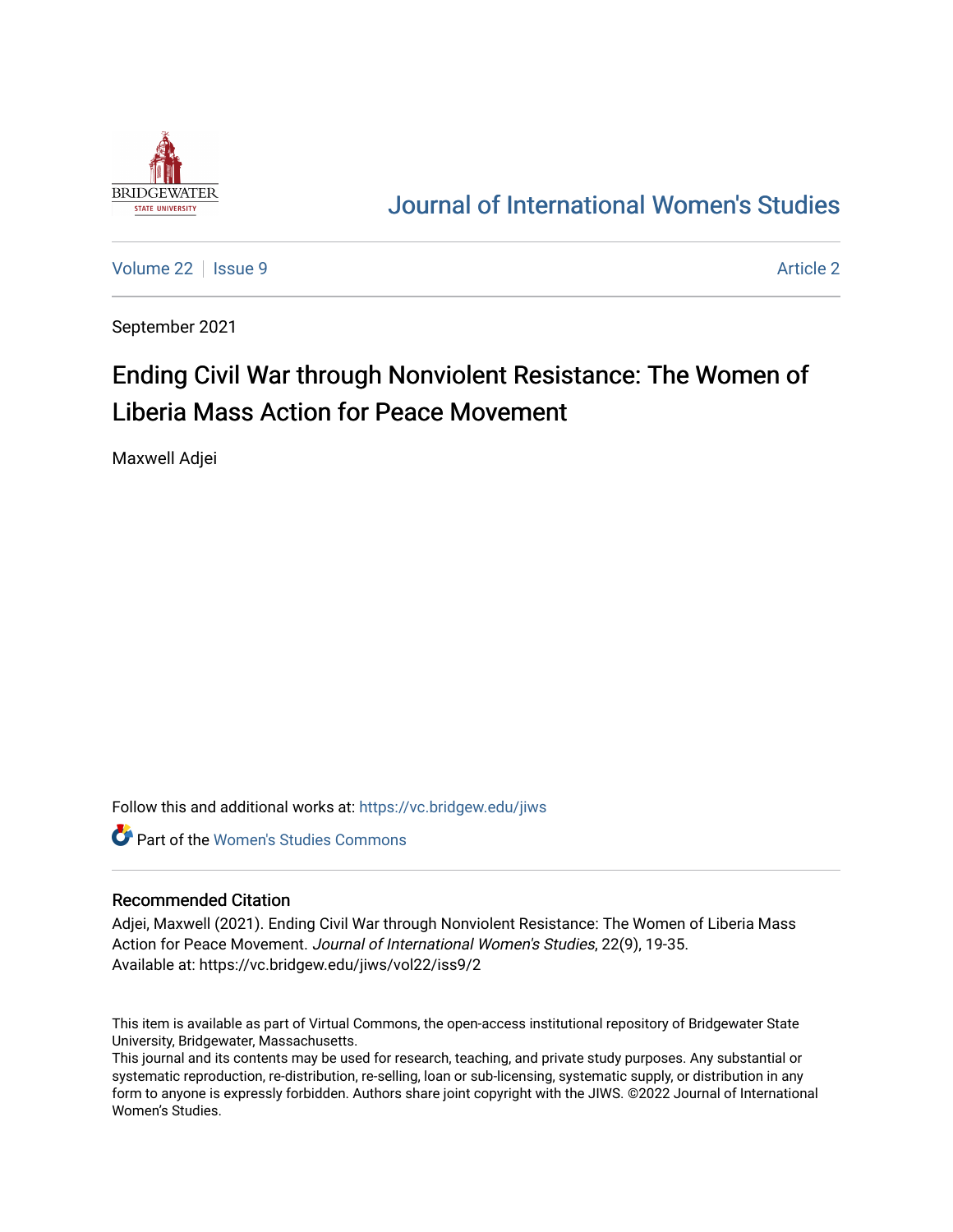# Journal of International Women's Studies

Volume 22 | Issue 9 — Article 2

September 2021

## Ending Civil War through Nonviolent Resistance: The Women of Liberia Mass Action for Peace Movement

Maxwell Adjei

Follow this and additional works at: https://vc.bridgew.edu/jiws

Part of the Women's Studies Commons

### Recommended Citation

Adjei, Maxwell (2021). Ending Civil War through Nonviolent Resistance: The Women of Liberia Mass Action for Peace Movement. *Journal of International Women's Studies*, 22(9), 19-35.
Available at: https://vc.bridgew.edu/jiws/vol22/iss9/2

This item is available as part of Virtual Commons, the open-access institutional repository of Bridgewater State University, Bridgewater, Massachusetts.
This journal and its contents may be used for research, teaching, and private study purposes. Any substantial or systematic reproduction, re-distribution, re-selling, loan or sub-licensing, systematic supply, or distribution in any form to anyone is expressly forbidden. Authors share joint copyright with the JIWS. ©2022 Journal of International Women's Studies.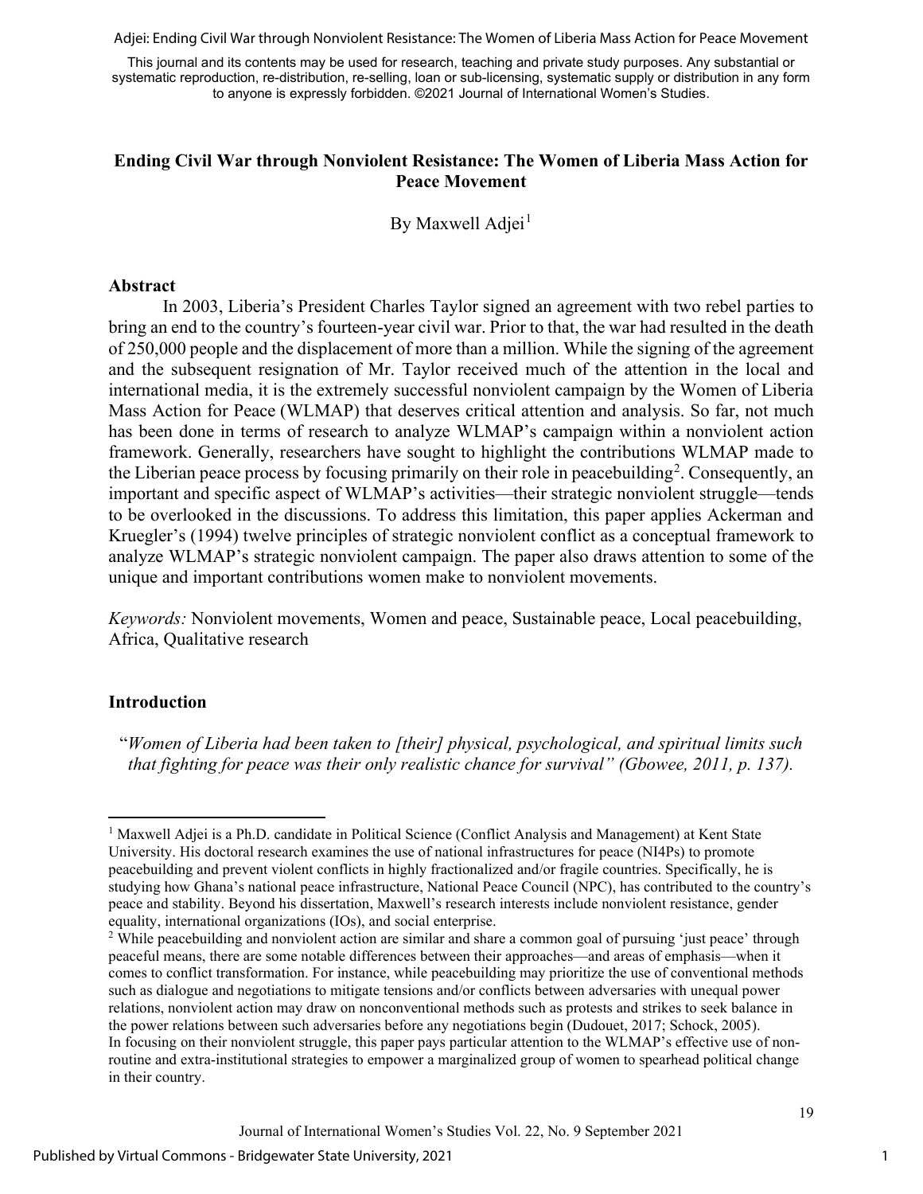This journal and its contents may be used for research, teaching and private study purposes. Any substantial or systematic reproduction, re-distribution, re-selling, loan or sub-licensing, systematic supply or distribution in any form to anyone is expressly forbidden. ©2021 Journal of International Women's Studies.

# Ending Civil War through Nonviolent Resistance: The Women of Liberia Mass Action for Peace Movement

By Maxwell Adjei[1]

## Abstract

In 2003, Liberia's President Charles Taylor signed an agreement with two rebel parties to bring an end to the country's fourteen-year civil war. Prior to that, the war had resulted in the death of 250,000 people and the displacement of more than a million. While the signing of the agreement and the subsequent resignation of Mr. Taylor received much of the attention in the local and international media, it is the extremely successful nonviolent campaign by the Women of Liberia Mass Action for Peace (WLMAP) that deserves critical attention and analysis. So far, not much has been done in terms of research to analyze WLMAP's campaign within a nonviolent action framework. Generally, researchers have sought to highlight the contributions WLMAP made to the Liberian peace process by focusing primarily on their role in peacebuilding[2]. Consequently, an important and specific aspect of WLMAP's activities—their strategic nonviolent struggle—tends to be overlooked in the discussions. To address this limitation, this paper applies Ackerman and Kruegler's (1994) twelve principles of strategic nonviolent conflict as a conceptual framework to analyze WLMAP's strategic nonviolent campaign. The paper also draws attention to some of the unique and important contributions women make to nonviolent movements.

*Keywords:* Nonviolent movements, Women and peace, Sustainable peace, Local peacebuilding, Africa, Qualitative research

## Introduction

"*Women of Liberia had been taken to [their] physical, psychological, and spiritual limits such that fighting for peace was their only realistic chance for survival" (Gbowee, 2011, p. 137).*

---

[1] Maxwell Adjei is a Ph.D. candidate in Political Science (Conflict Analysis and Management) at Kent State University. His doctoral research examines the use of national infrastructures for peace (NI4Ps) to promote peacebuilding and prevent violent conflicts in highly fractionalized and/or fragile countries. Specifically, he is studying how Ghana's national peace infrastructure, National Peace Council (NPC), has contributed to the country's peace and stability. Beyond his dissertation, Maxwell's research interests include nonviolent resistance, gender equality, international organizations (IOs), and social enterprise.

[2] While peacebuilding and nonviolent action are similar and share a common goal of pursuing 'just peace' through peaceful means, there are some notable differences between their approaches—and areas of emphasis—when it comes to conflict transformation. For instance, while peacebuilding may prioritize the use of conventional methods such as dialogue and negotiations to mitigate tensions and/or conflicts between adversaries with unequal power relations, nonviolent action may draw on nonconventional methods such as protests and strikes to seek balance in the power relations between such adversaries before any negotiations begin (Dudouet, 2017; Schock, 2005).
In focusing on their nonviolent struggle, this paper pays particular attention to the WLMAP's effective use of non-routine and extra-institutional strategies to empower a marginalized group of women to spearhead political change in their country.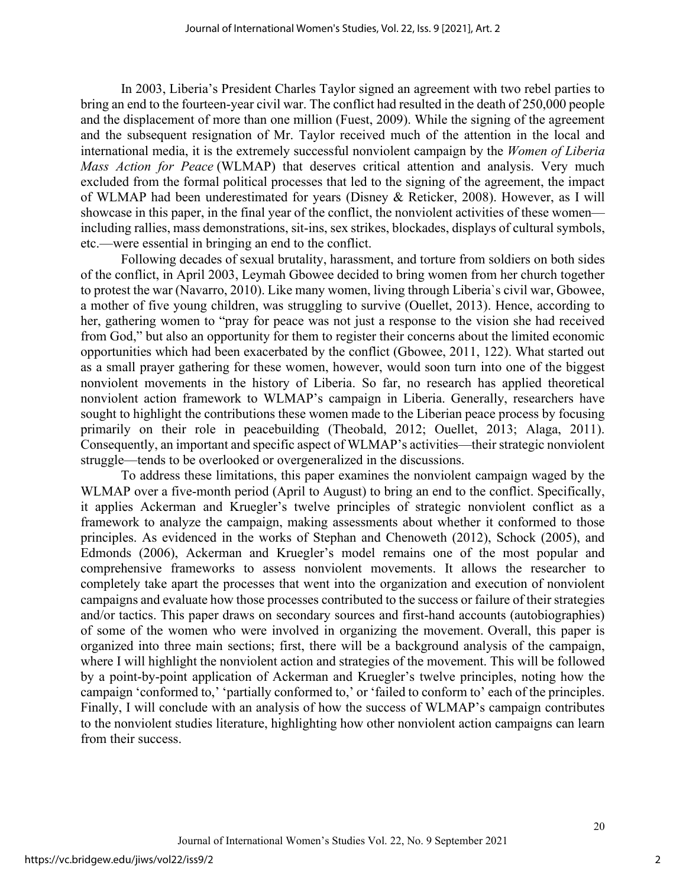In 2003, Liberia's President Charles Taylor signed an agreement with two rebel parties to bring an end to the fourteen-year civil war. The conflict had resulted in the death of 250,000 people and the displacement of more than one million (Fuest, 2009). While the signing of the agreement and the subsequent resignation of Mr. Taylor received much of the attention in the local and international media, it is the extremely successful nonviolent campaign by the *Women of Liberia Mass Action for Peace* (WLMAP) that deserves critical attention and analysis. Very much excluded from the formal political processes that led to the signing of the agreement, the impact of WLMAP had been underestimated for years (Disney & Reticker, 2008). However, as I will showcase in this paper, in the final year of the conflict, the nonviolent activities of these women—including rallies, mass demonstrations, sit-ins, sex strikes, blockades, displays of cultural symbols, etc.—were essential in bringing an end to the conflict.

Following decades of sexual brutality, harassment, and torture from soldiers on both sides of the conflict, in April 2003, Leymah Gbowee decided to bring women from her church together to protest the war (Navarro, 2010). Like many women, living through Liberia`s civil war, Gbowee, a mother of five young children, was struggling to survive (Ouellet, 2013). Hence, according to her, gathering women to "pray for peace was not just a response to the vision she had received from God," but also an opportunity for them to register their concerns about the limited economic opportunities which had been exacerbated by the conflict (Gbowee, 2011, 122). What started out as a small prayer gathering for these women, however, would soon turn into one of the biggest nonviolent movements in the history of Liberia. So far, no research has applied theoretical nonviolent action framework to WLMAP's campaign in Liberia. Generally, researchers have sought to highlight the contributions these women made to the Liberian peace process by focusing primarily on their role in peacebuilding (Theobald, 2012; Ouellet, 2013; Alaga, 2011). Consequently, an important and specific aspect of WLMAP's activities—their strategic nonviolent struggle—tends to be overlooked or overgeneralized in the discussions.

To address these limitations, this paper examines the nonviolent campaign waged by the WLMAP over a five-month period (April to August) to bring an end to the conflict. Specifically, it applies Ackerman and Kruegler's twelve principles of strategic nonviolent conflict as a framework to analyze the campaign, making assessments about whether it conformed to those principles. As evidenced in the works of Stephan and Chenoweth (2012), Schock (2005), and Edmonds (2006), Ackerman and Kruegler's model remains one of the most popular and comprehensive frameworks to assess nonviolent movements. It allows the researcher to completely take apart the processes that went into the organization and execution of nonviolent campaigns and evaluate how those processes contributed to the success or failure of their strategies and/or tactics. This paper draws on secondary sources and first-hand accounts (autobiographies) of some of the women who were involved in organizing the movement. Overall, this paper is organized into three main sections; first, there will be a background analysis of the campaign, where I will highlight the nonviolent action and strategies of the movement. This will be followed by a point-by-point application of Ackerman and Kruegler's twelve principles, noting how the campaign 'conformed to,' 'partially conformed to,' or 'failed to conform to' each of the principles. Finally, I will conclude with an analysis of how the success of WLMAP's campaign contributes to the nonviolent studies literature, highlighting how other nonviolent action campaigns can learn from their success.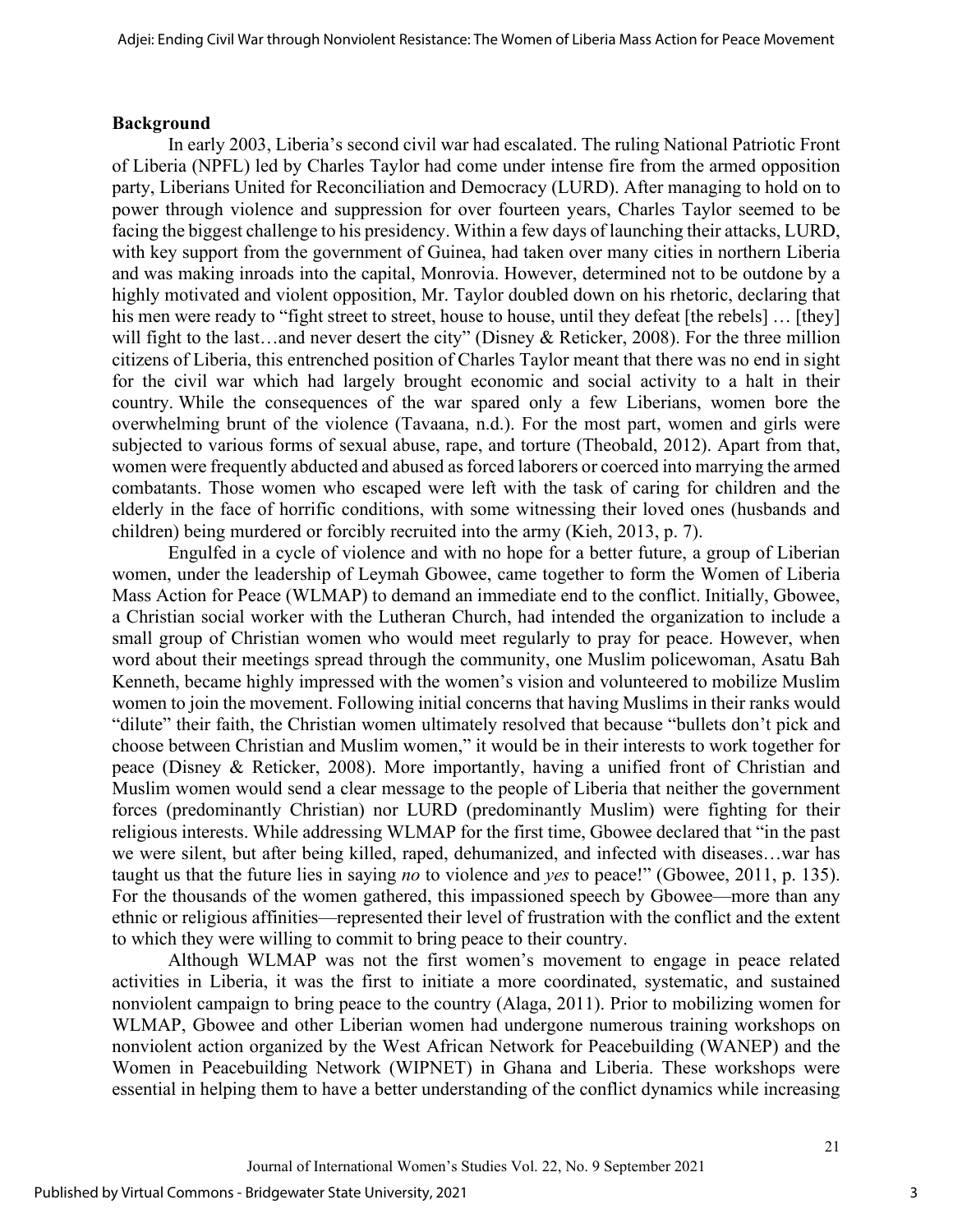## Background

In early 2003, Liberia's second civil war had escalated. The ruling National Patriotic Front of Liberia (NPFL) led by Charles Taylor had come under intense fire from the armed opposition party, Liberians United for Reconciliation and Democracy (LURD). After managing to hold on to power through violence and suppression for over fourteen years, Charles Taylor seemed to be facing the biggest challenge to his presidency. Within a few days of launching their attacks, LURD, with key support from the government of Guinea, had taken over many cities in northern Liberia and was making inroads into the capital, Monrovia. However, determined not to be outdone by a highly motivated and violent opposition, Mr. Taylor doubled down on his rhetoric, declaring that his men were ready to "fight street to street, house to house, until they defeat [the rebels] … [they] will fight to the last…and never desert the city" (Disney & Reticker, 2008). For the three million citizens of Liberia, this entrenched position of Charles Taylor meant that there was no end in sight for the civil war which had largely brought economic and social activity to a halt in their country. While the consequences of the war spared only a few Liberians, women bore the overwhelming brunt of the violence (Tavaana, n.d.). For the most part, women and girls were subjected to various forms of sexual abuse, rape, and torture (Theobald, 2012). Apart from that, women were frequently abducted and abused as forced laborers or coerced into marrying the armed combatants. Those women who escaped were left with the task of caring for children and the elderly in the face of horrific conditions, with some witnessing their loved ones (husbands and children) being murdered or forcibly recruited into the army (Kieh, 2013, p. 7).

Engulfed in a cycle of violence and with no hope for a better future, a group of Liberian women, under the leadership of Leymah Gbowee, came together to form the Women of Liberia Mass Action for Peace (WLMAP) to demand an immediate end to the conflict. Initially, Gbowee, a Christian social worker with the Lutheran Church, had intended the organization to include a small group of Christian women who would meet regularly to pray for peace. However, when word about their meetings spread through the community, one Muslim policewoman, Asatu Bah Kenneth, became highly impressed with the women's vision and volunteered to mobilize Muslim women to join the movement. Following initial concerns that having Muslims in their ranks would "dilute" their faith, the Christian women ultimately resolved that because "bullets don't pick and choose between Christian and Muslim women," it would be in their interests to work together for peace (Disney & Reticker, 2008). More importantly, having a unified front of Christian and Muslim women would send a clear message to the people of Liberia that neither the government forces (predominantly Christian) nor LURD (predominantly Muslim) were fighting for their religious interests. While addressing WLMAP for the first time, Gbowee declared that "in the past we were silent, but after being killed, raped, dehumanized, and infected with diseases…war has taught us that the future lies in saying *no* to violence and *yes* to peace!" (Gbowee, 2011, p. 135). For the thousands of the women gathered, this impassioned speech by Gbowee—more than any ethnic or religious affinities—represented their level of frustration with the conflict and the extent to which they were willing to commit to bring peace to their country.

Although WLMAP was not the first women's movement to engage in peace related activities in Liberia, it was the first to initiate a more coordinated, systematic, and sustained nonviolent campaign to bring peace to the country (Alaga, 2011). Prior to mobilizing women for WLMAP, Gbowee and other Liberian women had undergone numerous training workshops on nonviolent action organized by the West African Network for Peacebuilding (WANEP) and the Women in Peacebuilding Network (WIPNET) in Ghana and Liberia. These workshops were essential in helping them to have a better understanding of the conflict dynamics while increasing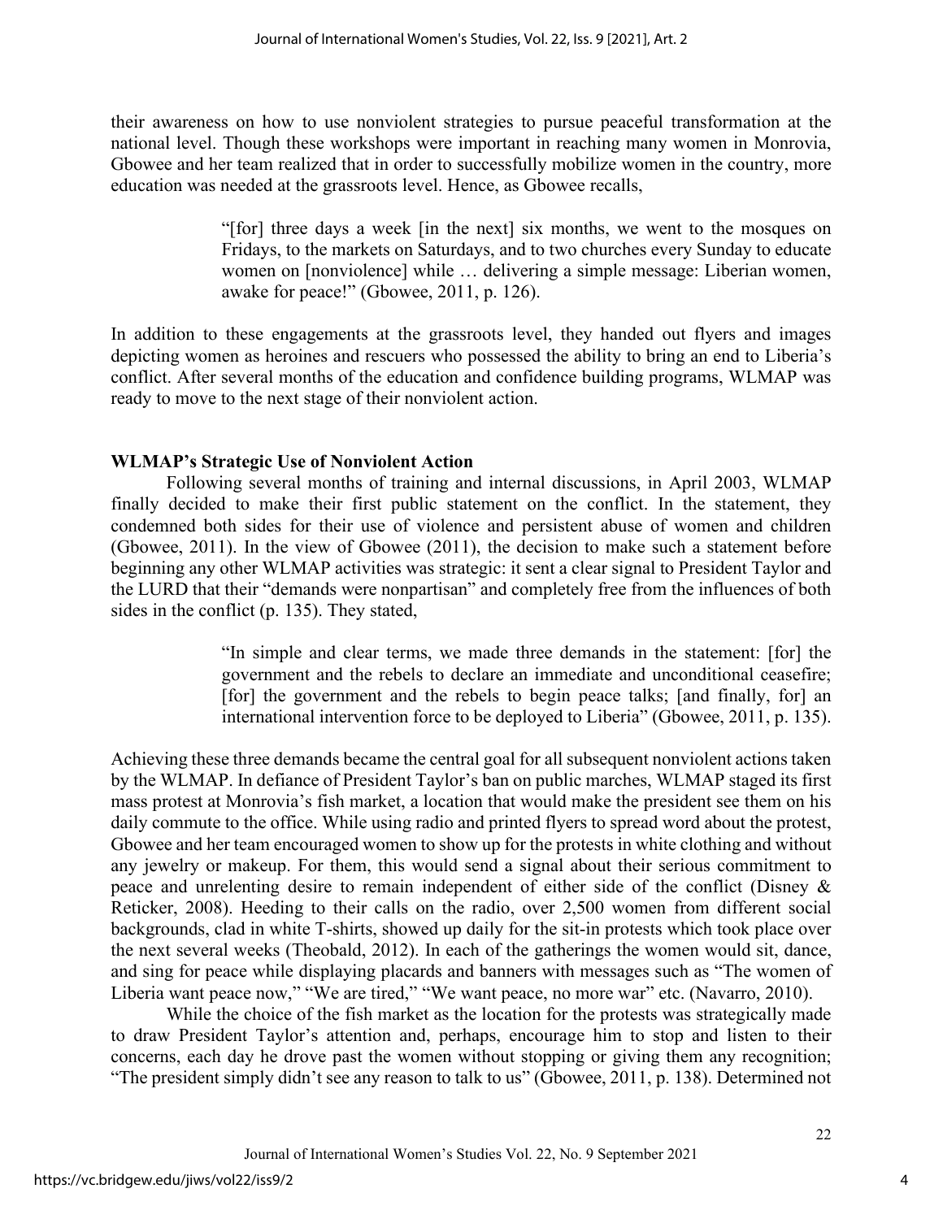their awareness on how to use nonviolent strategies to pursue peaceful transformation at the national level. Though these workshops were important in reaching many women in Monrovia, Gbowee and her team realized that in order to successfully mobilize women in the country, more education was needed at the grassroots level. Hence, as Gbowee recalls,

> "[for] three days a week [in the next] six months, we went to the mosques on Fridays, to the markets on Saturdays, and to two churches every Sunday to educate women on [nonviolence] while … delivering a simple message: Liberian women, awake for peace!" (Gbowee, 2011, p. 126).

In addition to these engagements at the grassroots level, they handed out flyers and images depicting women as heroines and rescuers who possessed the ability to bring an end to Liberia's conflict. After several months of the education and confidence building programs, WLMAP was ready to move to the next stage of their nonviolent action.

## WLMAP's Strategic Use of Nonviolent Action

Following several months of training and internal discussions, in April 2003, WLMAP finally decided to make their first public statement on the conflict. In the statement, they condemned both sides for their use of violence and persistent abuse of women and children (Gbowee, 2011). In the view of Gbowee (2011), the decision to make such a statement before beginning any other WLMAP activities was strategic: it sent a clear signal to President Taylor and the LURD that their "demands were nonpartisan" and completely free from the influences of both sides in the conflict (p. 135). They stated,

> "In simple and clear terms, we made three demands in the statement: [for] the government and the rebels to declare an immediate and unconditional ceasefire; [for] the government and the rebels to begin peace talks; [and finally, for] an international intervention force to be deployed to Liberia" (Gbowee, 2011, p. 135).

Achieving these three demands became the central goal for all subsequent nonviolent actions taken by the WLMAP. In defiance of President Taylor's ban on public marches, WLMAP staged its first mass protest at Monrovia's fish market, a location that would make the president see them on his daily commute to the office. While using radio and printed flyers to spread word about the protest, Gbowee and her team encouraged women to show up for the protests in white clothing and without any jewelry or makeup. For them, this would send a signal about their serious commitment to peace and unrelenting desire to remain independent of either side of the conflict (Disney & Reticker, 2008). Heeding to their calls on the radio, over 2,500 women from different social backgrounds, clad in white T-shirts, showed up daily for the sit-in protests which took place over the next several weeks (Theobald, 2012). In each of the gatherings the women would sit, dance, and sing for peace while displaying placards and banners with messages such as "The women of Liberia want peace now," "We are tired," "We want peace, no more war" etc. (Navarro, 2010).

While the choice of the fish market as the location for the protests was strategically made to draw President Taylor's attention and, perhaps, encourage him to stop and listen to their concerns, each day he drove past the women without stopping or giving them any recognition; "The president simply didn't see any reason to talk to us" (Gbowee, 2011, p. 138). Determined not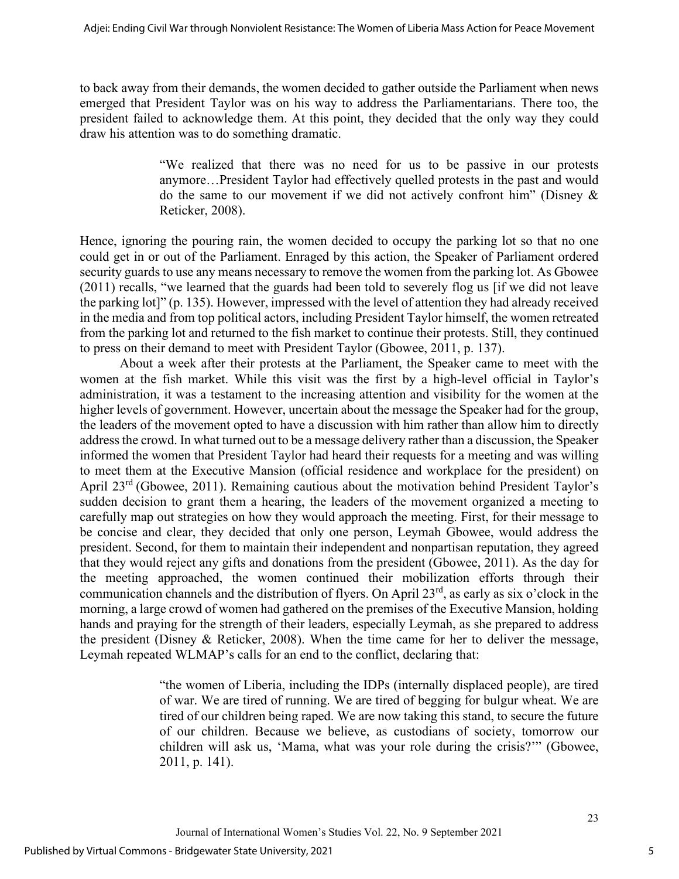to back away from their demands, the women decided to gather outside the Parliament when news emerged that President Taylor was on his way to address the Parliamentarians. There too, the president failed to acknowledge them. At this point, they decided that the only way they could draw his attention was to do something dramatic.

> "We realized that there was no need for us to be passive in our protests anymore…President Taylor had effectively quelled protests in the past and would do the same to our movement if we did not actively confront him" (Disney & Reticker, 2008).

Hence, ignoring the pouring rain, the women decided to occupy the parking lot so that no one could get in or out of the Parliament. Enraged by this action, the Speaker of Parliament ordered security guards to use any means necessary to remove the women from the parking lot. As Gbowee (2011) recalls, "we learned that the guards had been told to severely flog us [if we did not leave the parking lot]" (p. 135). However, impressed with the level of attention they had already received in the media and from top political actors, including President Taylor himself, the women retreated from the parking lot and returned to the fish market to continue their protests. Still, they continued to press on their demand to meet with President Taylor (Gbowee, 2011, p. 137).

About a week after their protests at the Parliament, the Speaker came to meet with the women at the fish market. While this visit was the first by a high-level official in Taylor's administration, it was a testament to the increasing attention and visibility for the women at the higher levels of government. However, uncertain about the message the Speaker had for the group, the leaders of the movement opted to have a discussion with him rather than allow him to directly address the crowd. In what turned out to be a message delivery rather than a discussion, the Speaker informed the women that President Taylor had heard their requests for a meeting and was willing to meet them at the Executive Mansion (official residence and workplace for the president) on April 23rd (Gbowee, 2011). Remaining cautious about the motivation behind President Taylor's sudden decision to grant them a hearing, the leaders of the movement organized a meeting to carefully map out strategies on how they would approach the meeting. First, for their message to be concise and clear, they decided that only one person, Leymah Gbowee, would address the president. Second, for them to maintain their independent and nonpartisan reputation, they agreed that they would reject any gifts and donations from the president (Gbowee, 2011). As the day for the meeting approached, the women continued their mobilization efforts through their communication channels and the distribution of flyers. On April 23rd, as early as six o'clock in the morning, a large crowd of women had gathered on the premises of the Executive Mansion, holding hands and praying for the strength of their leaders, especially Leymah, as she prepared to address the president (Disney & Reticker, 2008). When the time came for her to deliver the message, Leymah repeated WLMAP's calls for an end to the conflict, declaring that:

> "the women of Liberia, including the IDPs (internally displaced people), are tired of war. We are tired of running. We are tired of begging for bulgur wheat. We are tired of our children being raped. We are now taking this stand, to secure the future of our children. Because we believe, as custodians of society, tomorrow our children will ask us, 'Mama, what was your role during the crisis?'" (Gbowee, 2011, p. 141).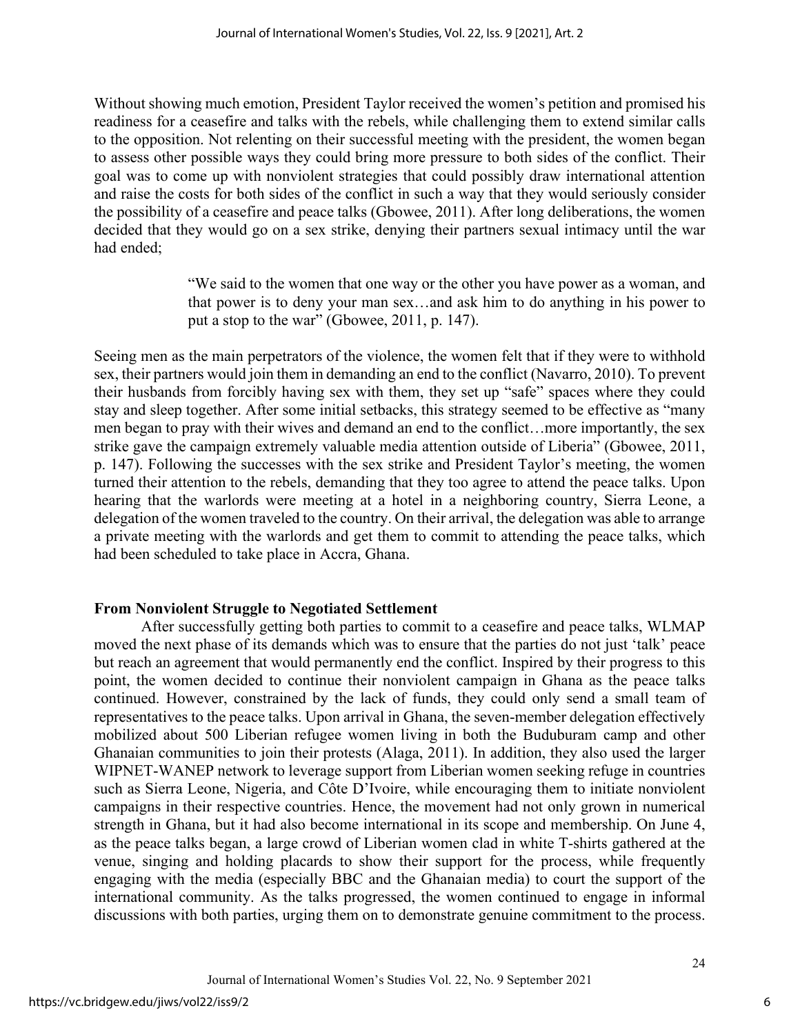Without showing much emotion, President Taylor received the women's petition and promised his readiness for a ceasefire and talks with the rebels, while challenging them to extend similar calls to the opposition. Not relenting on their successful meeting with the president, the women began to assess other possible ways they could bring more pressure to both sides of the conflict. Their goal was to come up with nonviolent strategies that could possibly draw international attention and raise the costs for both sides of the conflict in such a way that they would seriously consider the possibility of a ceasefire and peace talks (Gbowee, 2011). After long deliberations, the women decided that they would go on a sex strike, denying their partners sexual intimacy until the war had ended;

> "We said to the women that one way or the other you have power as a woman, and that power is to deny your man sex…and ask him to do anything in his power to put a stop to the war" (Gbowee, 2011, p. 147).

Seeing men as the main perpetrators of the violence, the women felt that if they were to withhold sex, their partners would join them in demanding an end to the conflict (Navarro, 2010). To prevent their husbands from forcibly having sex with them, they set up "safe" spaces where they could stay and sleep together. After some initial setbacks, this strategy seemed to be effective as "many men began to pray with their wives and demand an end to the conflict…more importantly, the sex strike gave the campaign extremely valuable media attention outside of Liberia" (Gbowee, 2011, p. 147). Following the successes with the sex strike and President Taylor's meeting, the women turned their attention to the rebels, demanding that they too agree to attend the peace talks. Upon hearing that the warlords were meeting at a hotel in a neighboring country, Sierra Leone, a delegation of the women traveled to the country. On their arrival, the delegation was able to arrange a private meeting with the warlords and get them to commit to attending the peace talks, which had been scheduled to take place in Accra, Ghana.

## From Nonviolent Struggle to Negotiated Settlement

After successfully getting both parties to commit to a ceasefire and peace talks, WLMAP moved the next phase of its demands which was to ensure that the parties do not just 'talk' peace but reach an agreement that would permanently end the conflict. Inspired by their progress to this point, the women decided to continue their nonviolent campaign in Ghana as the peace talks continued. However, constrained by the lack of funds, they could only send a small team of representatives to the peace talks. Upon arrival in Ghana, the seven-member delegation effectively mobilized about 500 Liberian refugee women living in both the Buduburam camp and other Ghanaian communities to join their protests (Alaga, 2011). In addition, they also used the larger WIPNET-WANEP network to leverage support from Liberian women seeking refuge in countries such as Sierra Leone, Nigeria, and Côte D'Ivoire, while encouraging them to initiate nonviolent campaigns in their respective countries. Hence, the movement had not only grown in numerical strength in Ghana, but it had also become international in its scope and membership. On June 4, as the peace talks began, a large crowd of Liberian women clad in white T-shirts gathered at the venue, singing and holding placards to show their support for the process, while frequently engaging with the media (especially BBC and the Ghanaian media) to court the support of the international community. As the talks progressed, the women continued to engage in informal discussions with both parties, urging them on to demonstrate genuine commitment to the process.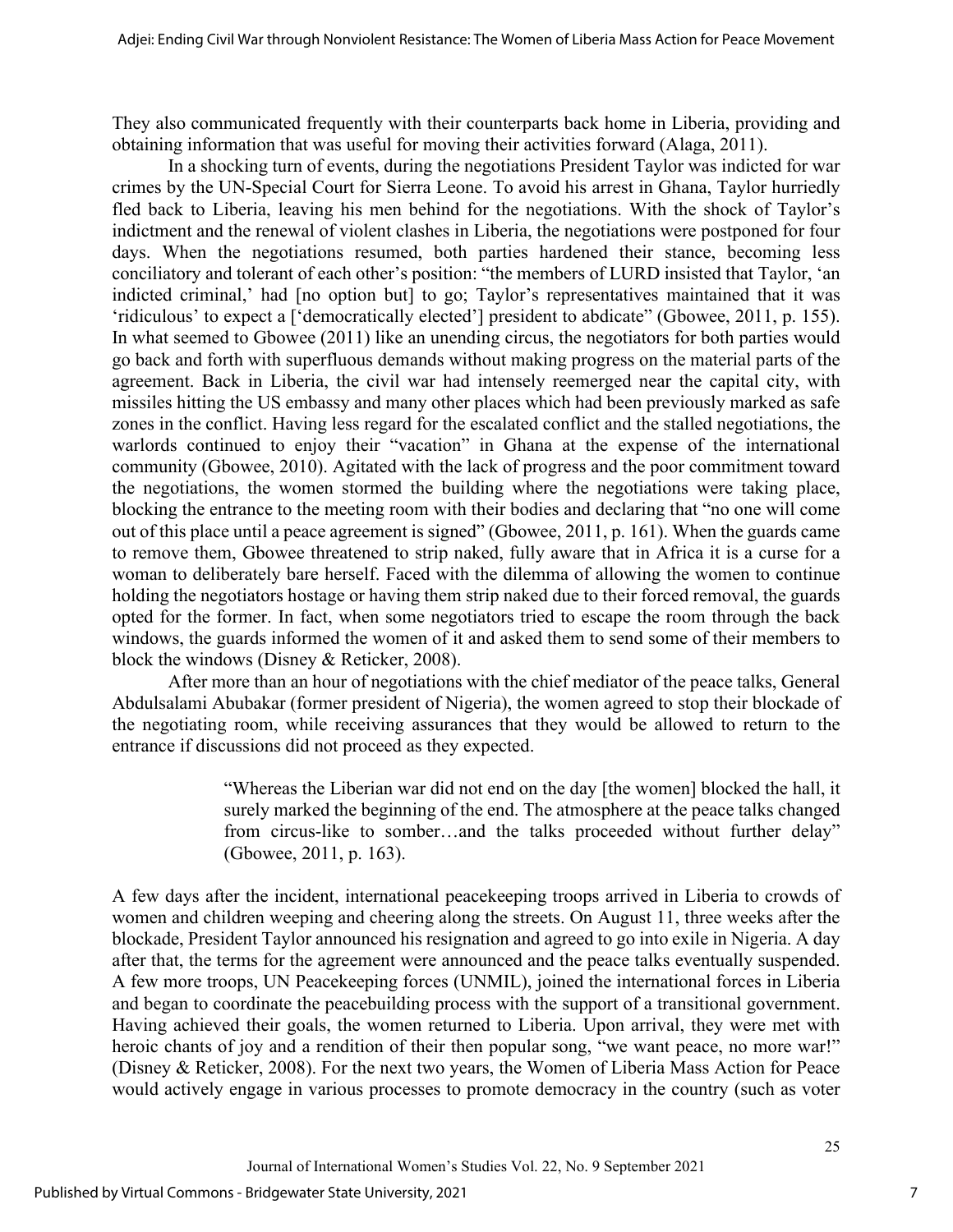They also communicated frequently with their counterparts back home in Liberia, providing and obtaining information that was useful for moving their activities forward (Alaga, 2011).

In a shocking turn of events, during the negotiations President Taylor was indicted for war crimes by the UN-Special Court for Sierra Leone. To avoid his arrest in Ghana, Taylor hurriedly fled back to Liberia, leaving his men behind for the negotiations. With the shock of Taylor's indictment and the renewal of violent clashes in Liberia, the negotiations were postponed for four days. When the negotiations resumed, both parties hardened their stance, becoming less conciliatory and tolerant of each other's position: "the members of LURD insisted that Taylor, 'an indicted criminal,' had [no option but] to go; Taylor's representatives maintained that it was 'ridiculous' to expect a ['democratically elected'] president to abdicate" (Gbowee, 2011, p. 155). In what seemed to Gbowee (2011) like an unending circus, the negotiators for both parties would go back and forth with superfluous demands without making progress on the material parts of the agreement. Back in Liberia, the civil war had intensely reemerged near the capital city, with missiles hitting the US embassy and many other places which had been previously marked as safe zones in the conflict. Having less regard for the escalated conflict and the stalled negotiations, the warlords continued to enjoy their "vacation" in Ghana at the expense of the international community (Gbowee, 2010). Agitated with the lack of progress and the poor commitment toward the negotiations, the women stormed the building where the negotiations were taking place, blocking the entrance to the meeting room with their bodies and declaring that "no one will come out of this place until a peace agreement is signed" (Gbowee, 2011, p. 161). When the guards came to remove them, Gbowee threatened to strip naked, fully aware that in Africa it is a curse for a woman to deliberately bare herself. Faced with the dilemma of allowing the women to continue holding the negotiators hostage or having them strip naked due to their forced removal, the guards opted for the former. In fact, when some negotiators tried to escape the room through the back windows, the guards informed the women of it and asked them to send some of their members to block the windows (Disney & Reticker, 2008).

After more than an hour of negotiations with the chief mediator of the peace talks, General Abdulsalami Abubakar (former president of Nigeria), the women agreed to stop their blockade of the negotiating room, while receiving assurances that they would be allowed to return to the entrance if discussions did not proceed as they expected.

> "Whereas the Liberian war did not end on the day [the women] blocked the hall, it surely marked the beginning of the end. The atmosphere at the peace talks changed from circus-like to somber…and the talks proceeded without further delay" (Gbowee, 2011, p. 163).

A few days after the incident, international peacekeeping troops arrived in Liberia to crowds of women and children weeping and cheering along the streets. On August 11, three weeks after the blockade, President Taylor announced his resignation and agreed to go into exile in Nigeria. A day after that, the terms for the agreement were announced and the peace talks eventually suspended. A few more troops, UN Peacekeeping forces (UNMIL), joined the international forces in Liberia and began to coordinate the peacebuilding process with the support of a transitional government. Having achieved their goals, the women returned to Liberia. Upon arrival, they were met with heroic chants of joy and a rendition of their then popular song, "we want peace, no more war!" (Disney & Reticker, 2008). For the next two years, the Women of Liberia Mass Action for Peace would actively engage in various processes to promote democracy in the country (such as voter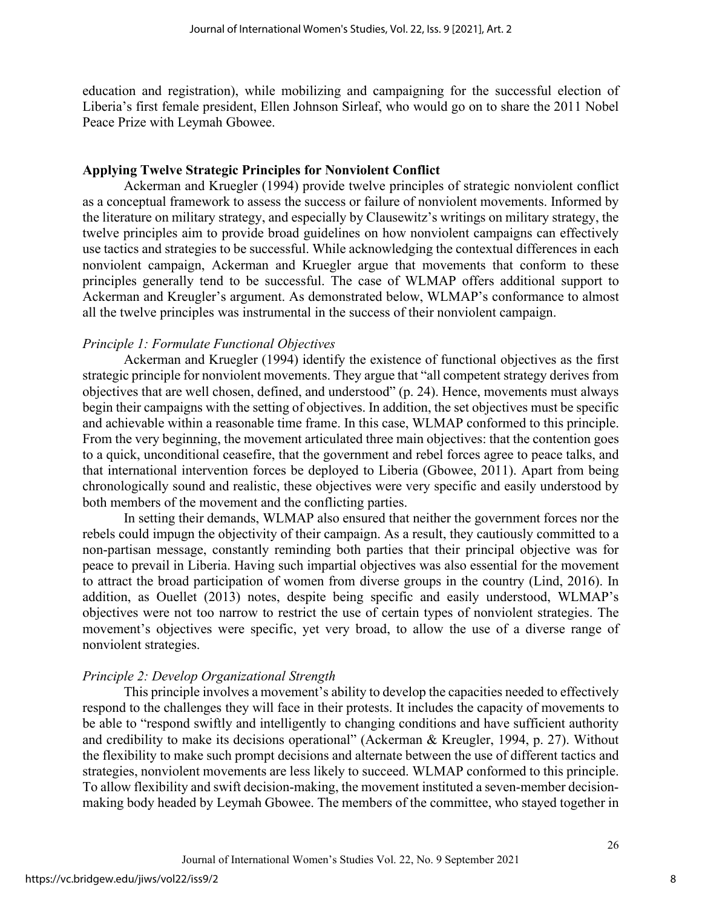education and registration), while mobilizing and campaigning for the successful election of Liberia's first female president, Ellen Johnson Sirleaf, who would go on to share the 2011 Nobel Peace Prize with Leymah Gbowee.

## Applying Twelve Strategic Principles for Nonviolent Conflict

Ackerman and Kruegler (1994) provide twelve principles of strategic nonviolent conflict as a conceptual framework to assess the success or failure of nonviolent movements. Informed by the literature on military strategy, and especially by Clausewitz's writings on military strategy, the twelve principles aim to provide broad guidelines on how nonviolent campaigns can effectively use tactics and strategies to be successful. While acknowledging the contextual differences in each nonviolent campaign, Ackerman and Kruegler argue that movements that conform to these principles generally tend to be successful. The case of WLMAP offers additional support to Ackerman and Kreugler's argument. As demonstrated below, WLMAP's conformance to almost all the twelve principles was instrumental in the success of their nonviolent campaign.

### *Principle 1: Formulate Functional Objectives*

Ackerman and Kruegler (1994) identify the existence of functional objectives as the first strategic principle for nonviolent movements. They argue that "all competent strategy derives from objectives that are well chosen, defined, and understood" (p. 24). Hence, movements must always begin their campaigns with the setting of objectives. In addition, the set objectives must be specific and achievable within a reasonable time frame. In this case, WLMAP conformed to this principle. From the very beginning, the movement articulated three main objectives: that the contention goes to a quick, unconditional ceasefire, that the government and rebel forces agree to peace talks, and that international intervention forces be deployed to Liberia (Gbowee, 2011). Apart from being chronologically sound and realistic, these objectives were very specific and easily understood by both members of the movement and the conflicting parties.

In setting their demands, WLMAP also ensured that neither the government forces nor the rebels could impugn the objectivity of their campaign. As a result, they cautiously committed to a non-partisan message, constantly reminding both parties that their principal objective was for peace to prevail in Liberia. Having such impartial objectives was also essential for the movement to attract the broad participation of women from diverse groups in the country (Lind, 2016). In addition, as Ouellet (2013) notes, despite being specific and easily understood, WLMAP's objectives were not too narrow to restrict the use of certain types of nonviolent strategies. The movement's objectives were specific, yet very broad, to allow the use of a diverse range of nonviolent strategies.

### *Principle 2: Develop Organizational Strength*

This principle involves a movement's ability to develop the capacities needed to effectively respond to the challenges they will face in their protests. It includes the capacity of movements to be able to "respond swiftly and intelligently to changing conditions and have sufficient authority and credibility to make its decisions operational" (Ackerman & Kreugler, 1994, p. 27). Without the flexibility to make such prompt decisions and alternate between the use of different tactics and strategies, nonviolent movements are less likely to succeed. WLMAP conformed to this principle. To allow flexibility and swift decision-making, the movement instituted a seven-member decision-making body headed by Leymah Gbowee. The members of the committee, who stayed together in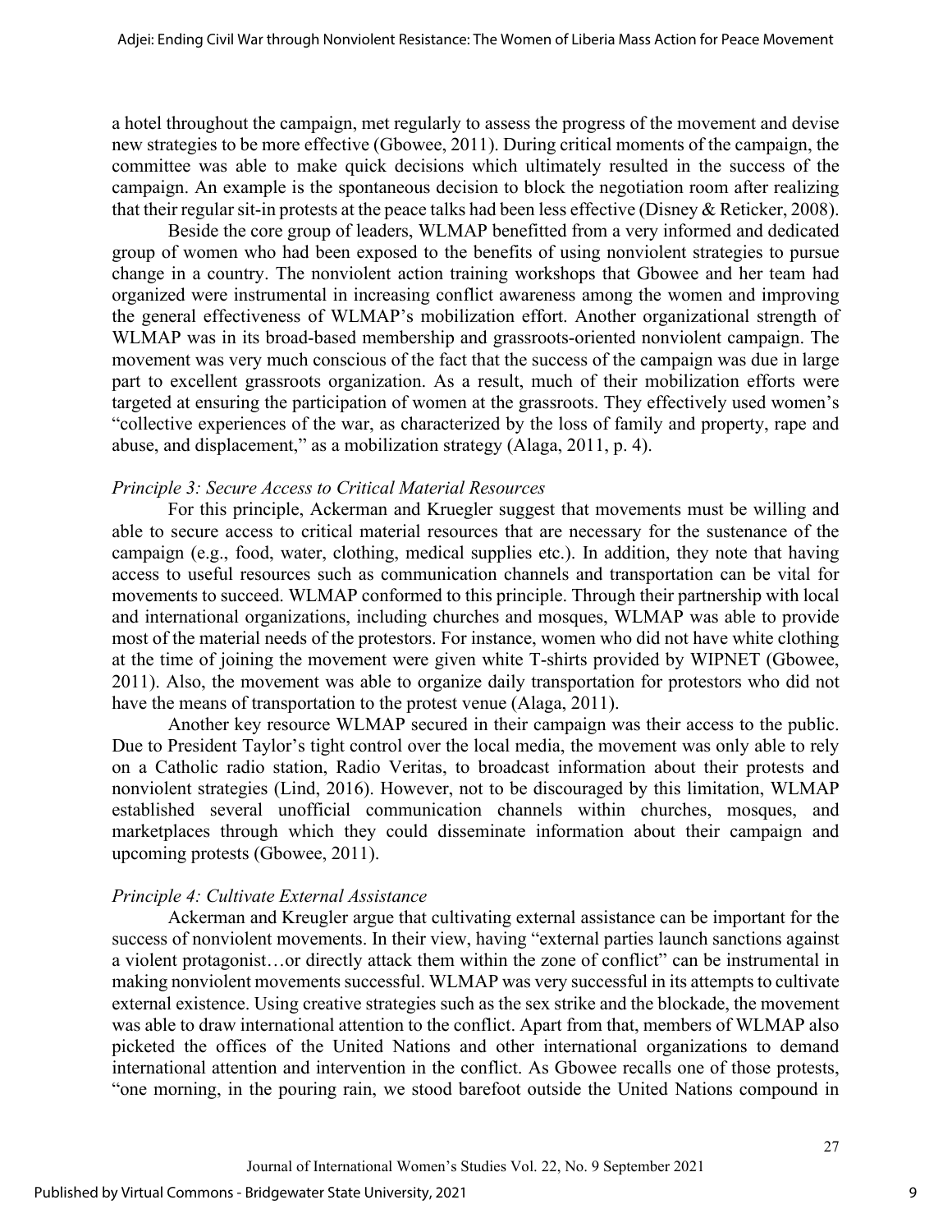a hotel throughout the campaign, met regularly to assess the progress of the movement and devise new strategies to be more effective (Gbowee, 2011). During critical moments of the campaign, the committee was able to make quick decisions which ultimately resulted in the success of the campaign. An example is the spontaneous decision to block the negotiation room after realizing that their regular sit-in protests at the peace talks had been less effective (Disney & Reticker, 2008).

Beside the core group of leaders, WLMAP benefitted from a very informed and dedicated group of women who had been exposed to the benefits of using nonviolent strategies to pursue change in a country. The nonviolent action training workshops that Gbowee and her team had organized were instrumental in increasing conflict awareness among the women and improving the general effectiveness of WLMAP's mobilization effort. Another organizational strength of WLMAP was in its broad-based membership and grassroots-oriented nonviolent campaign. The movement was very much conscious of the fact that the success of the campaign was due in large part to excellent grassroots organization. As a result, much of their mobilization efforts were targeted at ensuring the participation of women at the grassroots. They effectively used women's "collective experiences of the war, as characterized by the loss of family and property, rape and abuse, and displacement," as a mobilization strategy (Alaga, 2011, p. 4).

### *Principle 3: Secure Access to Critical Material Resources*

For this principle, Ackerman and Kruegler suggest that movements must be willing and able to secure access to critical material resources that are necessary for the sustenance of the campaign (e.g., food, water, clothing, medical supplies etc.). In addition, they note that having access to useful resources such as communication channels and transportation can be vital for movements to succeed. WLMAP conformed to this principle. Through their partnership with local and international organizations, including churches and mosques, WLMAP was able to provide most of the material needs of the protestors. For instance, women who did not have white clothing at the time of joining the movement were given white T-shirts provided by WIPNET (Gbowee, 2011). Also, the movement was able to organize daily transportation for protestors who did not have the means of transportation to the protest venue (Alaga, 2011).

Another key resource WLMAP secured in their campaign was their access to the public. Due to President Taylor's tight control over the local media, the movement was only able to rely on a Catholic radio station, Radio Veritas, to broadcast information about their protests and nonviolent strategies (Lind, 2016). However, not to be discouraged by this limitation, WLMAP established several unofficial communication channels within churches, mosques, and marketplaces through which they could disseminate information about their campaign and upcoming protests (Gbowee, 2011).

### *Principle 4: Cultivate External Assistance*

Ackerman and Kreugler argue that cultivating external assistance can be important for the success of nonviolent movements. In their view, having "external parties launch sanctions against a violent protagonist…or directly attack them within the zone of conflict" can be instrumental in making nonviolent movements successful. WLMAP was very successful in its attempts to cultivate external existence. Using creative strategies such as the sex strike and the blockade, the movement was able to draw international attention to the conflict. Apart from that, members of WLMAP also picketed the offices of the United Nations and other international organizations to demand international attention and intervention in the conflict. As Gbowee recalls one of those protests, "one morning, in the pouring rain, we stood barefoot outside the United Nations compound in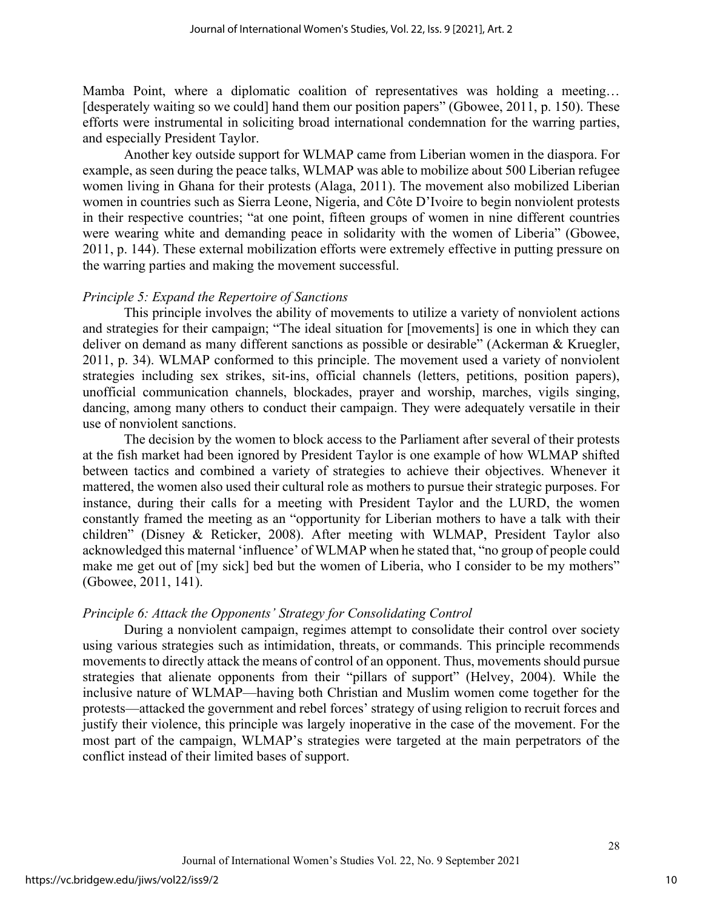Mamba Point, where a diplomatic coalition of representatives was holding a meeting… [desperately waiting so we could] hand them our position papers" (Gbowee, 2011, p. 150). These efforts were instrumental in soliciting broad international condemnation for the warring parties, and especially President Taylor.

Another key outside support for WLMAP came from Liberian women in the diaspora. For example, as seen during the peace talks, WLMAP was able to mobilize about 500 Liberian refugee women living in Ghana for their protests (Alaga, 2011). The movement also mobilized Liberian women in countries such as Sierra Leone, Nigeria, and Côte D'Ivoire to begin nonviolent protests in their respective countries; "at one point, fifteen groups of women in nine different countries were wearing white and demanding peace in solidarity with the women of Liberia" (Gbowee, 2011, p. 144). These external mobilization efforts were extremely effective in putting pressure on the warring parties and making the movement successful.

*Principle 5: Expand the Repertoire of Sanctions*

This principle involves the ability of movements to utilize a variety of nonviolent actions and strategies for their campaign; "The ideal situation for [movements] is one in which they can deliver on demand as many different sanctions as possible or desirable" (Ackerman & Kruegler, 2011, p. 34). WLMAP conformed to this principle. The movement used a variety of nonviolent strategies including sex strikes, sit-ins, official channels (letters, petitions, position papers), unofficial communication channels, blockades, prayer and worship, marches, vigils singing, dancing, among many others to conduct their campaign. They were adequately versatile in their use of nonviolent sanctions.

The decision by the women to block access to the Parliament after several of their protests at the fish market had been ignored by President Taylor is one example of how WLMAP shifted between tactics and combined a variety of strategies to achieve their objectives. Whenever it mattered, the women also used their cultural role as mothers to pursue their strategic purposes. For instance, during their calls for a meeting with President Taylor and the LURD, the women constantly framed the meeting as an "opportunity for Liberian mothers to have a talk with their children" (Disney & Reticker, 2008). After meeting with WLMAP, President Taylor also acknowledged this maternal 'influence' of WLMAP when he stated that, "no group of people could make me get out of [my sick] bed but the women of Liberia, who I consider to be my mothers" (Gbowee, 2011, 141).

*Principle 6: Attack the Opponents' Strategy for Consolidating Control*

During a nonviolent campaign, regimes attempt to consolidate their control over society using various strategies such as intimidation, threats, or commands. This principle recommends movements to directly attack the means of control of an opponent. Thus, movements should pursue strategies that alienate opponents from their "pillars of support" (Helvey, 2004). While the inclusive nature of WLMAP—having both Christian and Muslim women come together for the protests—attacked the government and rebel forces' strategy of using religion to recruit forces and justify their violence, this principle was largely inoperative in the case of the movement. For the most part of the campaign, WLMAP's strategies were targeted at the main perpetrators of the conflict instead of their limited bases of support.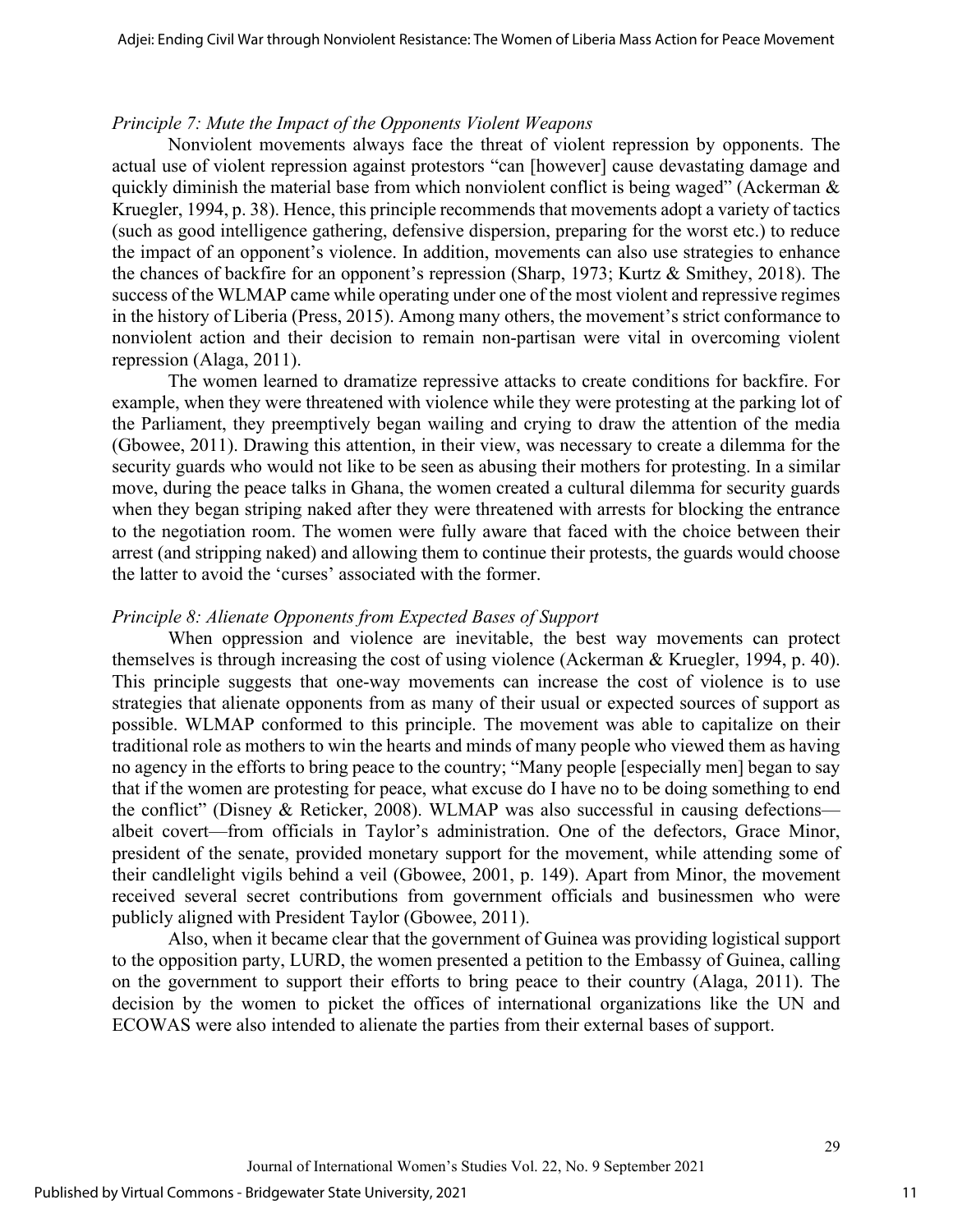*Principle 7: Mute the Impact of the Opponents Violent Weapons*

Nonviolent movements always face the threat of violent repression by opponents. The actual use of violent repression against protestors "can [however] cause devastating damage and quickly diminish the material base from which nonviolent conflict is being waged" (Ackerman & Kruegler, 1994, p. 38). Hence, this principle recommends that movements adopt a variety of tactics (such as good intelligence gathering, defensive dispersion, preparing for the worst etc.) to reduce the impact of an opponent's violence. In addition, movements can also use strategies to enhance the chances of backfire for an opponent's repression (Sharp, 1973; Kurtz & Smithey, 2018). The success of the WLMAP came while operating under one of the most violent and repressive regimes in the history of Liberia (Press, 2015). Among many others, the movement's strict conformance to nonviolent action and their decision to remain non-partisan were vital in overcoming violent repression (Alaga, 2011).

The women learned to dramatize repressive attacks to create conditions for backfire. For example, when they were threatened with violence while they were protesting at the parking lot of the Parliament, they preemptively began wailing and crying to draw the attention of the media (Gbowee, 2011). Drawing this attention, in their view, was necessary to create a dilemma for the security guards who would not like to be seen as abusing their mothers for protesting. In a similar move, during the peace talks in Ghana, the women created a cultural dilemma for security guards when they began striping naked after they were threatened with arrests for blocking the entrance to the negotiation room. The women were fully aware that faced with the choice between their arrest (and stripping naked) and allowing them to continue their protests, the guards would choose the latter to avoid the 'curses' associated with the former.

*Principle 8: Alienate Opponents from Expected Bases of Support*

When oppression and violence are inevitable, the best way movements can protect themselves is through increasing the cost of using violence (Ackerman & Kruegler, 1994, p. 40). This principle suggests that one-way movements can increase the cost of violence is to use strategies that alienate opponents from as many of their usual or expected sources of support as possible. WLMAP conformed to this principle. The movement was able to capitalize on their traditional role as mothers to win the hearts and minds of many people who viewed them as having no agency in the efforts to bring peace to the country; "Many people [especially men] began to say that if the women are protesting for peace, what excuse do I have no to be doing something to end the conflict" (Disney & Reticker, 2008). WLMAP was also successful in causing defections—albeit covert—from officials in Taylor's administration. One of the defectors, Grace Minor, president of the senate, provided monetary support for the movement, while attending some of their candlelight vigils behind a veil (Gbowee, 2001, p. 149). Apart from Minor, the movement received several secret contributions from government officials and businessmen who were publicly aligned with President Taylor (Gbowee, 2011).

Also, when it became clear that the government of Guinea was providing logistical support to the opposition party, LURD, the women presented a petition to the Embassy of Guinea, calling on the government to support their efforts to bring peace to their country (Alaga, 2011). The decision by the women to picket the offices of international organizations like the UN and ECOWAS were also intended to alienate the parties from their external bases of support.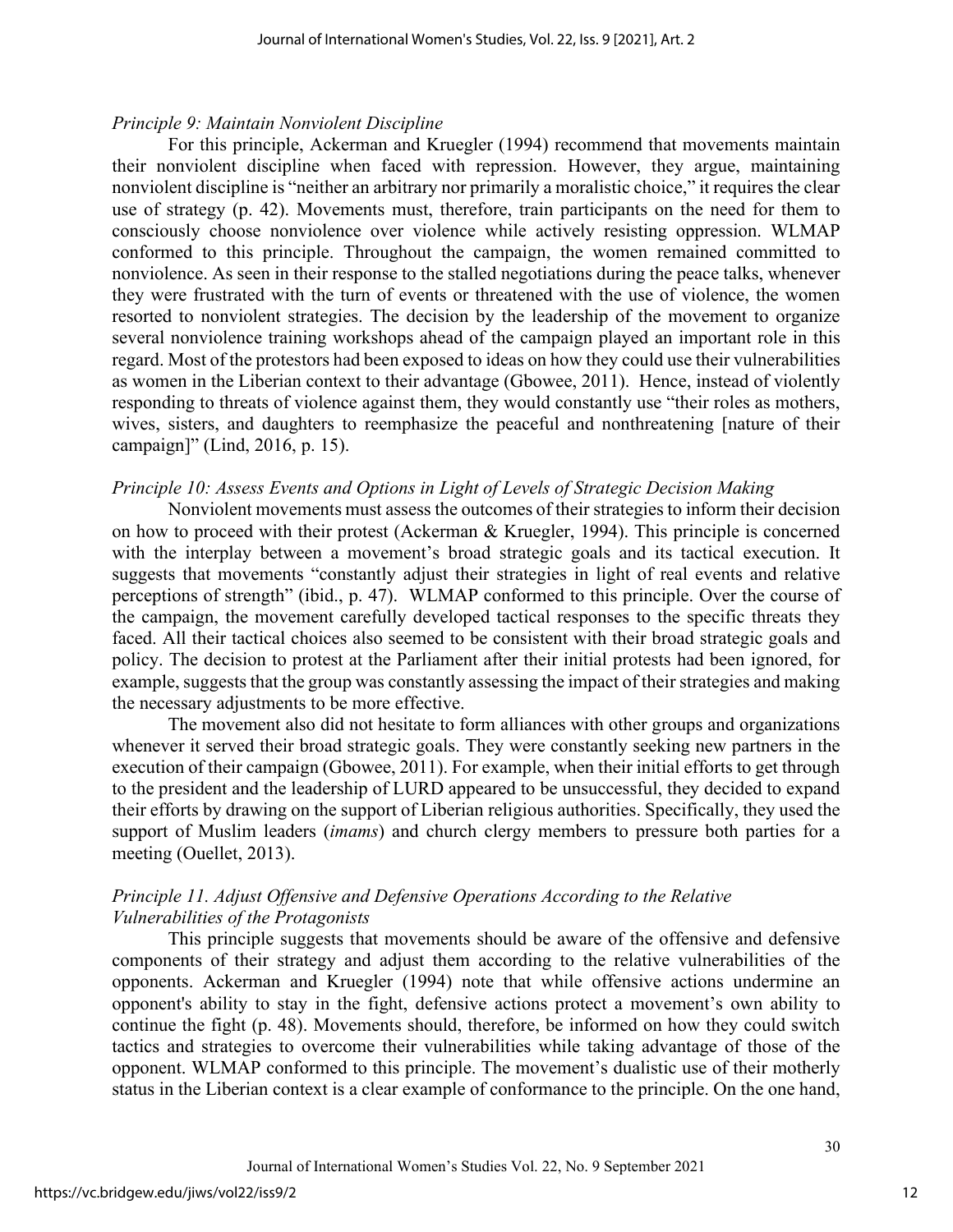### *Principle 9: Maintain Nonviolent Discipline*

For this principle, Ackerman and Kruegler (1994) recommend that movements maintain their nonviolent discipline when faced with repression. However, they argue, maintaining nonviolent discipline is "neither an arbitrary nor primarily a moralistic choice," it requires the clear use of strategy (p. 42). Movements must, therefore, train participants on the need for them to consciously choose nonviolence over violence while actively resisting oppression. WLMAP conformed to this principle. Throughout the campaign, the women remained committed to nonviolence. As seen in their response to the stalled negotiations during the peace talks, whenever they were frustrated with the turn of events or threatened with the use of violence, the women resorted to nonviolent strategies. The decision by the leadership of the movement to organize several nonviolence training workshops ahead of the campaign played an important role in this regard. Most of the protestors had been exposed to ideas on how they could use their vulnerabilities as women in the Liberian context to their advantage (Gbowee, 2011). Hence, instead of violently responding to threats of violence against them, they would constantly use "their roles as mothers, wives, sisters, and daughters to reemphasize the peaceful and nonthreatening [nature of their campaign]" (Lind, 2016, p. 15).

### *Principle 10: Assess Events and Options in Light of Levels of Strategic Decision Making*

Nonviolent movements must assess the outcomes of their strategies to inform their decision on how to proceed with their protest (Ackerman & Kruegler, 1994). This principle is concerned with the interplay between a movement's broad strategic goals and its tactical execution. It suggests that movements "constantly adjust their strategies in light of real events and relative perceptions of strength" (ibid., p. 47). WLMAP conformed to this principle. Over the course of the campaign, the movement carefully developed tactical responses to the specific threats they faced. All their tactical choices also seemed to be consistent with their broad strategic goals and policy. The decision to protest at the Parliament after their initial protests had been ignored, for example, suggests that the group was constantly assessing the impact of their strategies and making the necessary adjustments to be more effective.

The movement also did not hesitate to form alliances with other groups and organizations whenever it served their broad strategic goals. They were constantly seeking new partners in the execution of their campaign (Gbowee, 2011). For example, when their initial efforts to get through to the president and the leadership of LURD appeared to be unsuccessful, they decided to expand their efforts by drawing on the support of Liberian religious authorities. Specifically, they used the support of Muslim leaders (*imams*) and church clergy members to pressure both parties for a meeting (Ouellet, 2013).

### *Principle 11. Adjust Offensive and Defensive Operations According to the Relative Vulnerabilities of the Protagonists*

This principle suggests that movements should be aware of the offensive and defensive components of their strategy and adjust them according to the relative vulnerabilities of the opponents. Ackerman and Kruegler (1994) note that while offensive actions undermine an opponent's ability to stay in the fight, defensive actions protect a movement's own ability to continue the fight (p. 48). Movements should, therefore, be informed on how they could switch tactics and strategies to overcome their vulnerabilities while taking advantage of those of the opponent. WLMAP conformed to this principle. The movement's dualistic use of their motherly status in the Liberian context is a clear example of conformance to the principle. On the one hand,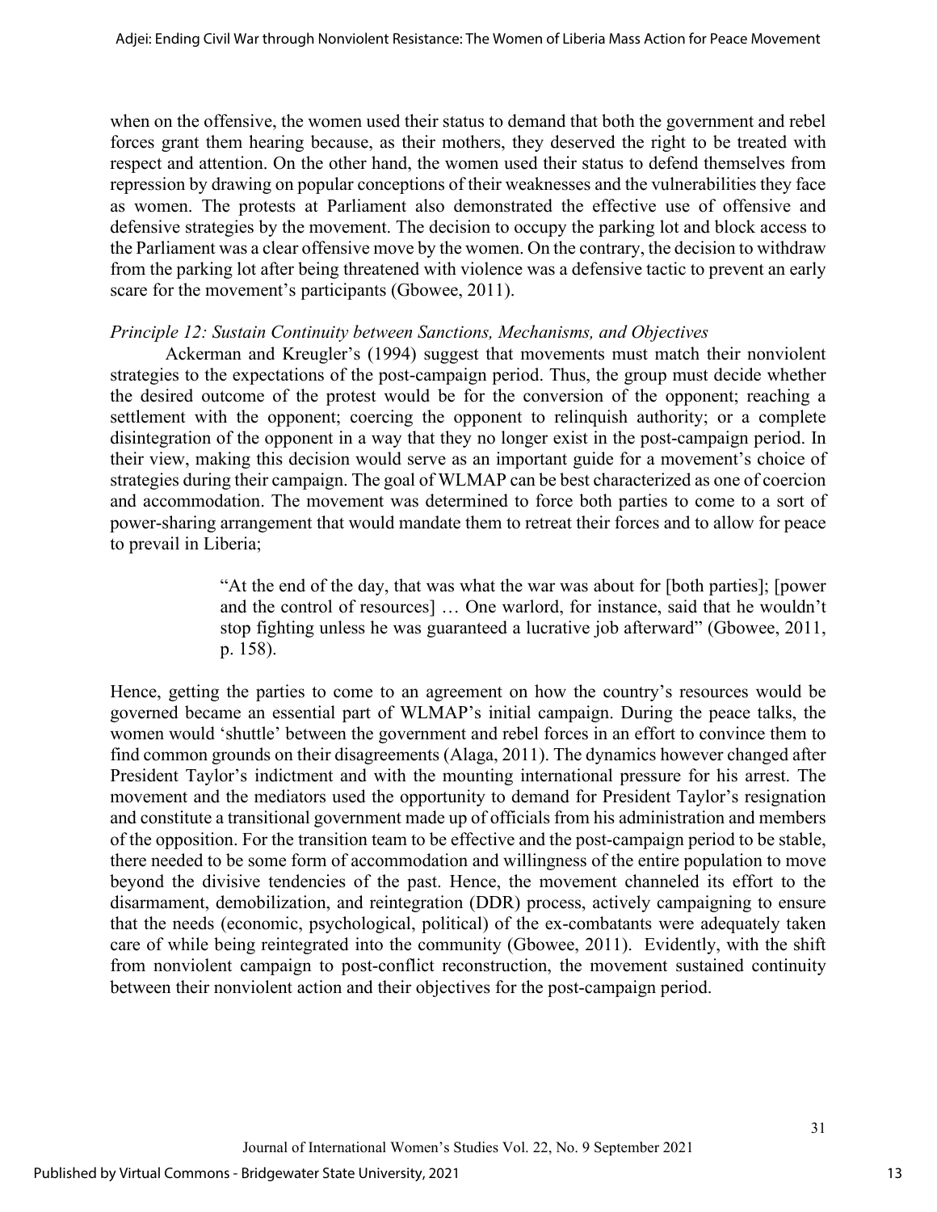when on the offensive, the women used their status to demand that both the government and rebel forces grant them hearing because, as their mothers, they deserved the right to be treated with respect and attention. On the other hand, the women used their status to defend themselves from repression by drawing on popular conceptions of their weaknesses and the vulnerabilities they face as women. The protests at Parliament also demonstrated the effective use of offensive and defensive strategies by the movement. The decision to occupy the parking lot and block access to the Parliament was a clear offensive move by the women. On the contrary, the decision to withdraw from the parking lot after being threatened with violence was a defensive tactic to prevent an early scare for the movement's participants (Gbowee, 2011).

*Principle 12: Sustain Continuity between Sanctions, Mechanisms, and Objectives*

Ackerman and Kreugler's (1994) suggest that movements must match their nonviolent strategies to the expectations of the post-campaign period. Thus, the group must decide whether the desired outcome of the protest would be for the conversion of the opponent; reaching a settlement with the opponent; coercing the opponent to relinquish authority; or a complete disintegration of the opponent in a way that they no longer exist in the post-campaign period. In their view, making this decision would serve as an important guide for a movement's choice of strategies during their campaign. The goal of WLMAP can be best characterized as one of coercion and accommodation. The movement was determined to force both parties to come to a sort of power-sharing arrangement that would mandate them to retreat their forces and to allow for peace to prevail in Liberia;

> "At the end of the day, that was what the war was about for [both parties]; [power and the control of resources] … One warlord, for instance, said that he wouldn't stop fighting unless he was guaranteed a lucrative job afterward" (Gbowee, 2011, p. 158).

Hence, getting the parties to come to an agreement on how the country's resources would be governed became an essential part of WLMAP's initial campaign. During the peace talks, the women would 'shuttle' between the government and rebel forces in an effort to convince them to find common grounds on their disagreements (Alaga, 2011). The dynamics however changed after President Taylor's indictment and with the mounting international pressure for his arrest. The movement and the mediators used the opportunity to demand for President Taylor's resignation and constitute a transitional government made up of officials from his administration and members of the opposition. For the transition team to be effective and the post-campaign period to be stable, there needed to be some form of accommodation and willingness of the entire population to move beyond the divisive tendencies of the past. Hence, the movement channeled its effort to the disarmament, demobilization, and reintegration (DDR) process, actively campaigning to ensure that the needs (economic, psychological, political) of the ex-combatants were adequately taken care of while being reintegrated into the community (Gbowee, 2011). Evidently, with the shift from nonviolent campaign to post-conflict reconstruction, the movement sustained continuity between their nonviolent action and their objectives for the post-campaign period.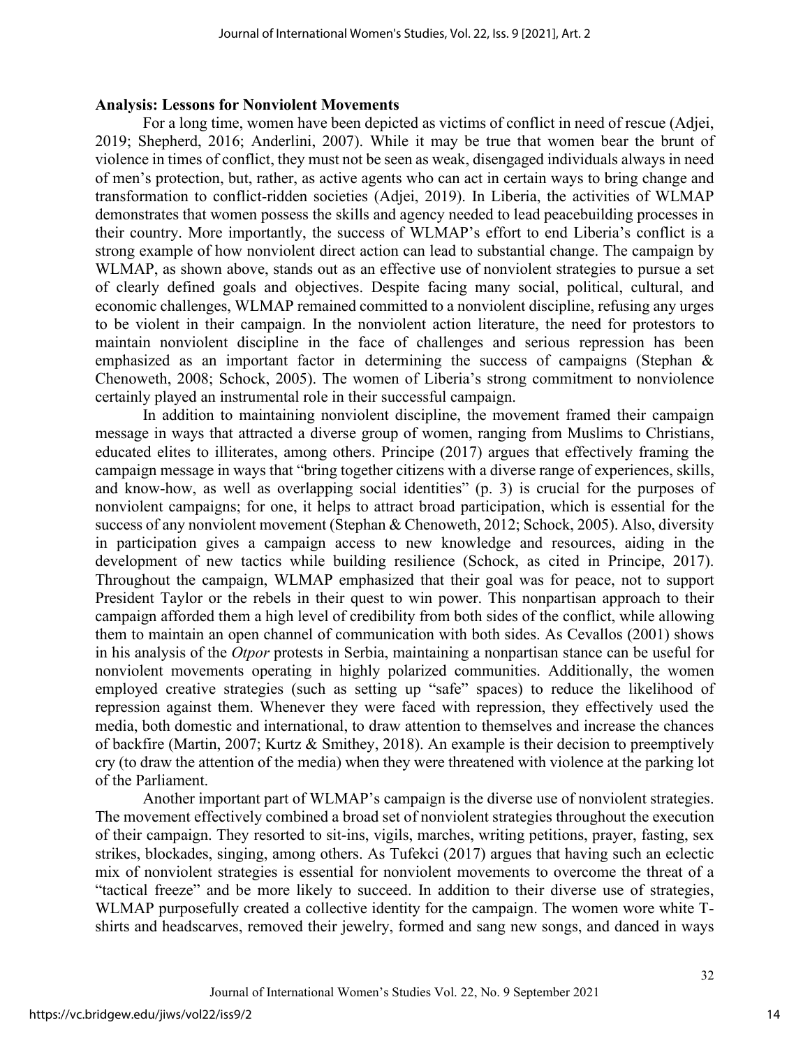**Analysis: Lessons for Nonviolent Movements**

For a long time, women have been depicted as victims of conflict in need of rescue (Adjei, 2019; Shepherd, 2016; Anderlini, 2007). While it may be true that women bear the brunt of violence in times of conflict, they must not be seen as weak, disengaged individuals always in need of men's protection, but, rather, as active agents who can act in certain ways to bring change and transformation to conflict-ridden societies (Adjei, 2019). In Liberia, the activities of WLMAP demonstrates that women possess the skills and agency needed to lead peacebuilding processes in their country. More importantly, the success of WLMAP's effort to end Liberia's conflict is a strong example of how nonviolent direct action can lead to substantial change. The campaign by WLMAP, as shown above, stands out as an effective use of nonviolent strategies to pursue a set of clearly defined goals and objectives. Despite facing many social, political, cultural, and economic challenges, WLMAP remained committed to a nonviolent discipline, refusing any urges to be violent in their campaign. In the nonviolent action literature, the need for protestors to maintain nonviolent discipline in the face of challenges and serious repression has been emphasized as an important factor in determining the success of campaigns (Stephan & Chenoweth, 2008; Schock, 2005). The women of Liberia's strong commitment to nonviolence certainly played an instrumental role in their successful campaign.

In addition to maintaining nonviolent discipline, the movement framed their campaign message in ways that attracted a diverse group of women, ranging from Muslims to Christians, educated elites to illiterates, among others. Principe (2017) argues that effectively framing the campaign message in ways that "bring together citizens with a diverse range of experiences, skills, and know-how, as well as overlapping social identities" (p. 3) is crucial for the purposes of nonviolent campaigns; for one, it helps to attract broad participation, which is essential for the success of any nonviolent movement (Stephan & Chenoweth, 2012; Schock, 2005). Also, diversity in participation gives a campaign access to new knowledge and resources, aiding in the development of new tactics while building resilience (Schock, as cited in Principe, 2017). Throughout the campaign, WLMAP emphasized that their goal was for peace, not to support President Taylor or the rebels in their quest to win power. This nonpartisan approach to their campaign afforded them a high level of credibility from both sides of the conflict, while allowing them to maintain an open channel of communication with both sides. As Cevallos (2001) shows in his analysis of the *Otpor* protests in Serbia, maintaining a nonpartisan stance can be useful for nonviolent movements operating in highly polarized communities. Additionally, the women employed creative strategies (such as setting up "safe" spaces) to reduce the likelihood of repression against them. Whenever they were faced with repression, they effectively used the media, both domestic and international, to draw attention to themselves and increase the chances of backfire (Martin, 2007; Kurtz & Smithey, 2018). An example is their decision to preemptively cry (to draw the attention of the media) when they were threatened with violence at the parking lot of the Parliament.

Another important part of WLMAP's campaign is the diverse use of nonviolent strategies. The movement effectively combined a broad set of nonviolent strategies throughout the execution of their campaign. They resorted to sit-ins, vigils, marches, writing petitions, prayer, fasting, sex strikes, blockades, singing, among others. As Tufekci (2017) argues that having such an eclectic mix of nonviolent strategies is essential for nonviolent movements to overcome the threat of a "tactical freeze" and be more likely to succeed. In addition to their diverse use of strategies, WLMAP purposefully created a collective identity for the campaign. The women wore white T-shirts and headscarves, removed their jewelry, formed and sang new songs, and danced in ways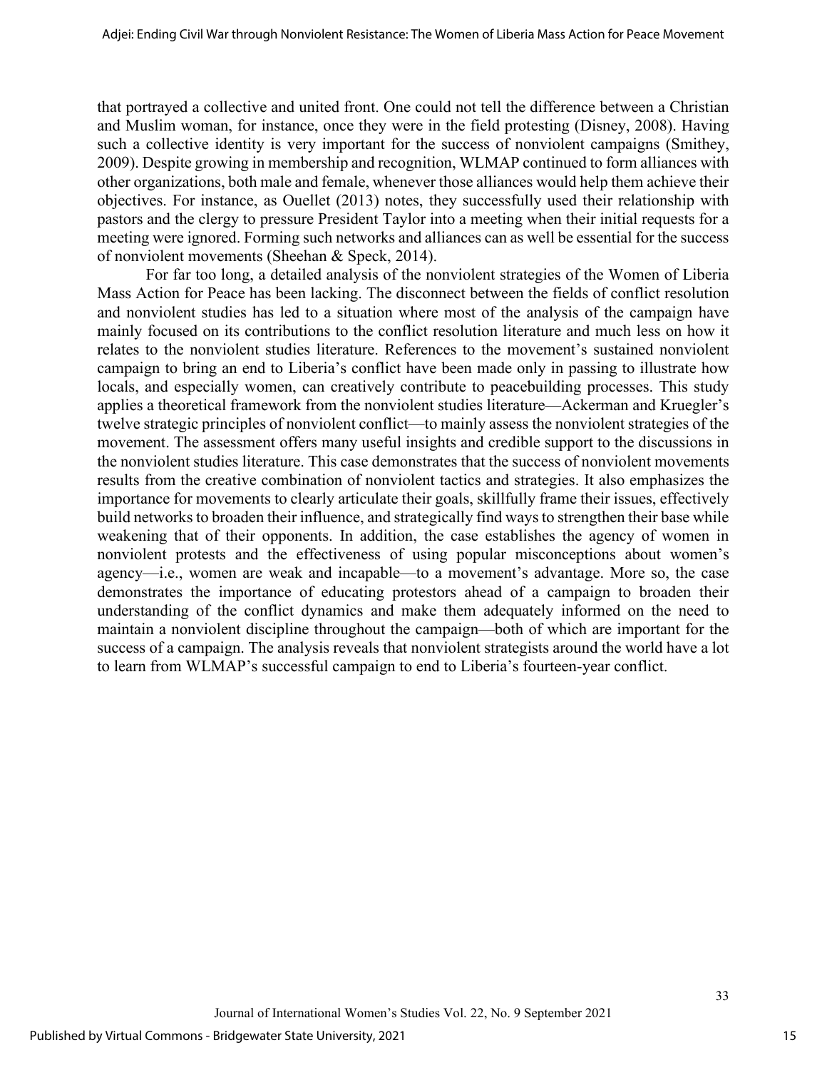that portrayed a collective and united front. One could not tell the difference between a Christian and Muslim woman, for instance, once they were in the field protesting (Disney, 2008). Having such a collective identity is very important for the success of nonviolent campaigns (Smithey, 2009). Despite growing in membership and recognition, WLMAP continued to form alliances with other organizations, both male and female, whenever those alliances would help them achieve their objectives. For instance, as Ouellet (2013) notes, they successfully used their relationship with pastors and the clergy to pressure President Taylor into a meeting when their initial requests for a meeting were ignored. Forming such networks and alliances can as well be essential for the success of nonviolent movements (Sheehan & Speck, 2014).

For far too long, a detailed analysis of the nonviolent strategies of the Women of Liberia Mass Action for Peace has been lacking. The disconnect between the fields of conflict resolution and nonviolent studies has led to a situation where most of the analysis of the campaign have mainly focused on its contributions to the conflict resolution literature and much less on how it relates to the nonviolent studies literature. References to the movement's sustained nonviolent campaign to bring an end to Liberia's conflict have been made only in passing to illustrate how locals, and especially women, can creatively contribute to peacebuilding processes. This study applies a theoretical framework from the nonviolent studies literature—Ackerman and Kruegler's twelve strategic principles of nonviolent conflict—to mainly assess the nonviolent strategies of the movement. The assessment offers many useful insights and credible support to the discussions in the nonviolent studies literature. This case demonstrates that the success of nonviolent movements results from the creative combination of nonviolent tactics and strategies. It also emphasizes the importance for movements to clearly articulate their goals, skillfully frame their issues, effectively build networks to broaden their influence, and strategically find ways to strengthen their base while weakening that of their opponents. In addition, the case establishes the agency of women in nonviolent protests and the effectiveness of using popular misconceptions about women's agency—i.e., women are weak and incapable—to a movement's advantage. More so, the case demonstrates the importance of educating protestors ahead of a campaign to broaden their understanding of the conflict dynamics and make them adequately informed on the need to maintain a nonviolent discipline throughout the campaign—both of which are important for the success of a campaign. The analysis reveals that nonviolent strategists around the world have a lot to learn from WLMAP's successful campaign to end to Liberia's fourteen-year conflict.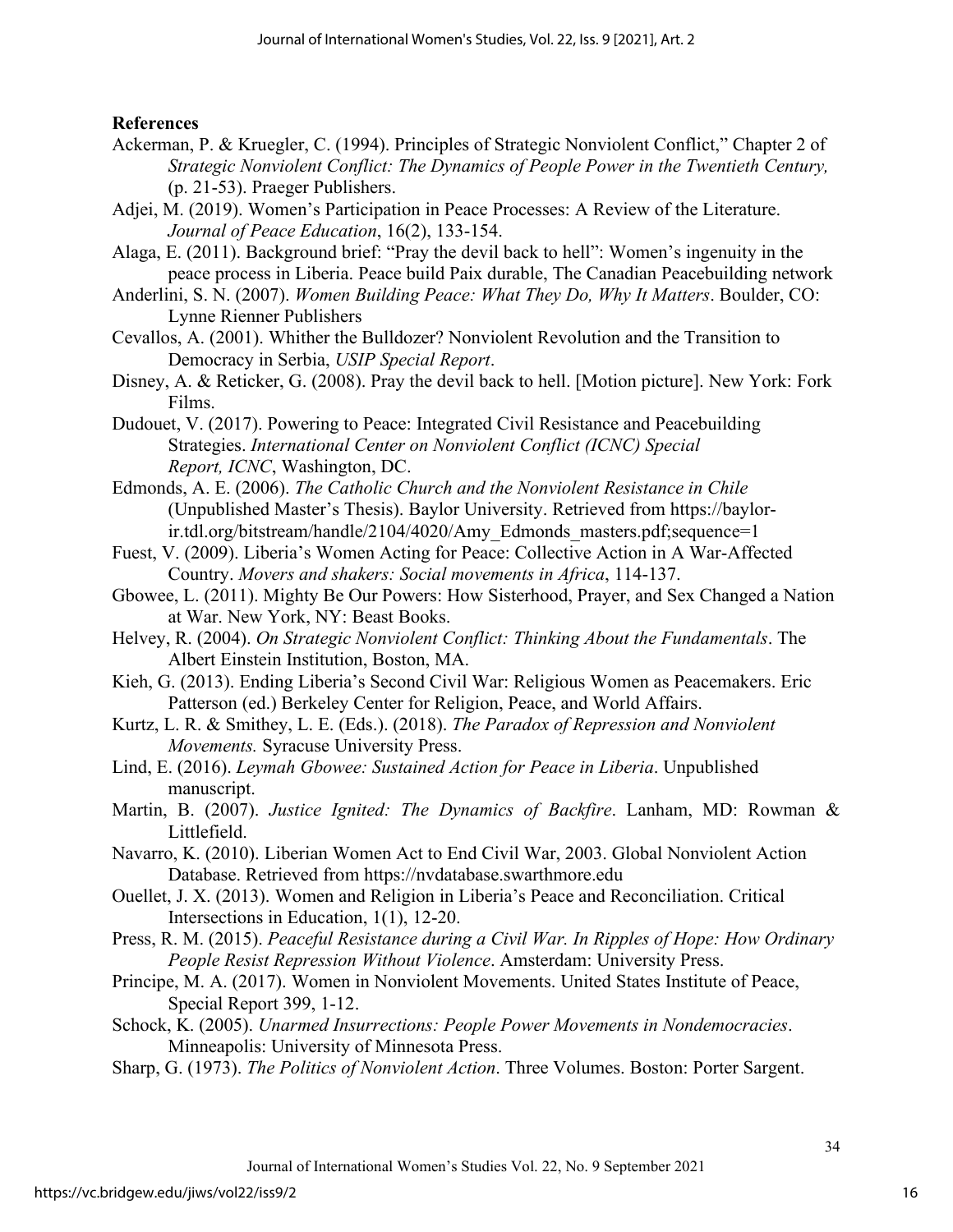**References**

Ackerman, P. & Kruegler, C. (1994). Principles of Strategic Nonviolent Conflict," Chapter 2 of *Strategic Nonviolent Conflict: The Dynamics of People Power in the Twentieth Century,* (p. 21-53). Praeger Publishers.

Adjei, M. (2019). Women's Participation in Peace Processes: A Review of the Literature. *Journal of Peace Education*, 16(2), 133-154.

Alaga, E. (2011). Background brief: "Pray the devil back to hell": Women's ingenuity in the peace process in Liberia. Peace build Paix durable, The Canadian Peacebuilding network

Anderlini, S. N. (2007). *Women Building Peace: What They Do, Why It Matters*. Boulder, CO: Lynne Rienner Publishers

Cevallos, A. (2001). Whither the Bulldozer? Nonviolent Revolution and the Transition to Democracy in Serbia, *USIP Special Report*.

Disney, A. & Reticker, G. (2008). Pray the devil back to hell. [Motion picture]. New York: Fork Films.

Dudouet, V. (2017). Powering to Peace: Integrated Civil Resistance and Peacebuilding Strategies. *International Center on Nonviolent Conflict (ICNC) Special Report, ICNC*, Washington, DC.

Edmonds, A. E. (2006). *The Catholic Church and the Nonviolent Resistance in Chile* (Unpublished Master's Thesis). Baylor University. Retrieved from https://baylor-ir.tdl.org/bitstream/handle/2104/4020/Amy_Edmonds_masters.pdf;sequence=1

Fuest, V. (2009). Liberia's Women Acting for Peace: Collective Action in A War-Affected Country. *Movers and shakers: Social movements in Africa*, 114-137.

Gbowee, L. (2011). Mighty Be Our Powers: How Sisterhood, Prayer, and Sex Changed a Nation at War. New York, NY: Beast Books.

Helvey, R. (2004). *On Strategic Nonviolent Conflict: Thinking About the Fundamentals*. The Albert Einstein Institution, Boston, MA.

Kieh, G. (2013). Ending Liberia's Second Civil War: Religious Women as Peacemakers. Eric Patterson (ed.) Berkeley Center for Religion, Peace, and World Affairs.

Kurtz, L. R. & Smithey, L. E. (Eds.). (2018). *The Paradox of Repression and Nonviolent Movements.* Syracuse University Press.

Lind, E. (2016). *Leymah Gbowee: Sustained Action for Peace in Liberia*. Unpublished manuscript.

Martin, B. (2007). *Justice Ignited: The Dynamics of Backfire*. Lanham, MD: Rowman & Littlefield.

Navarro, K. (2010). Liberian Women Act to End Civil War, 2003. Global Nonviolent Action Database. Retrieved from https://nvdatabase.swarthmore.edu

Ouellet, J. X. (2013). Women and Religion in Liberia's Peace and Reconciliation. Critical Intersections in Education, 1(1), 12-20.

Press, R. M. (2015). *Peaceful Resistance during a Civil War. In Ripples of Hope: How Ordinary People Resist Repression Without Violence*. Amsterdam: University Press.

Principe, M. A. (2017). Women in Nonviolent Movements. United States Institute of Peace, Special Report 399, 1-12.

Schock, K. (2005). *Unarmed Insurrections: People Power Movements in Nondemocracies*. Minneapolis: University of Minnesota Press.

Sharp, G. (1973). *The Politics of Nonviolent Action*. Three Volumes. Boston: Porter Sargent.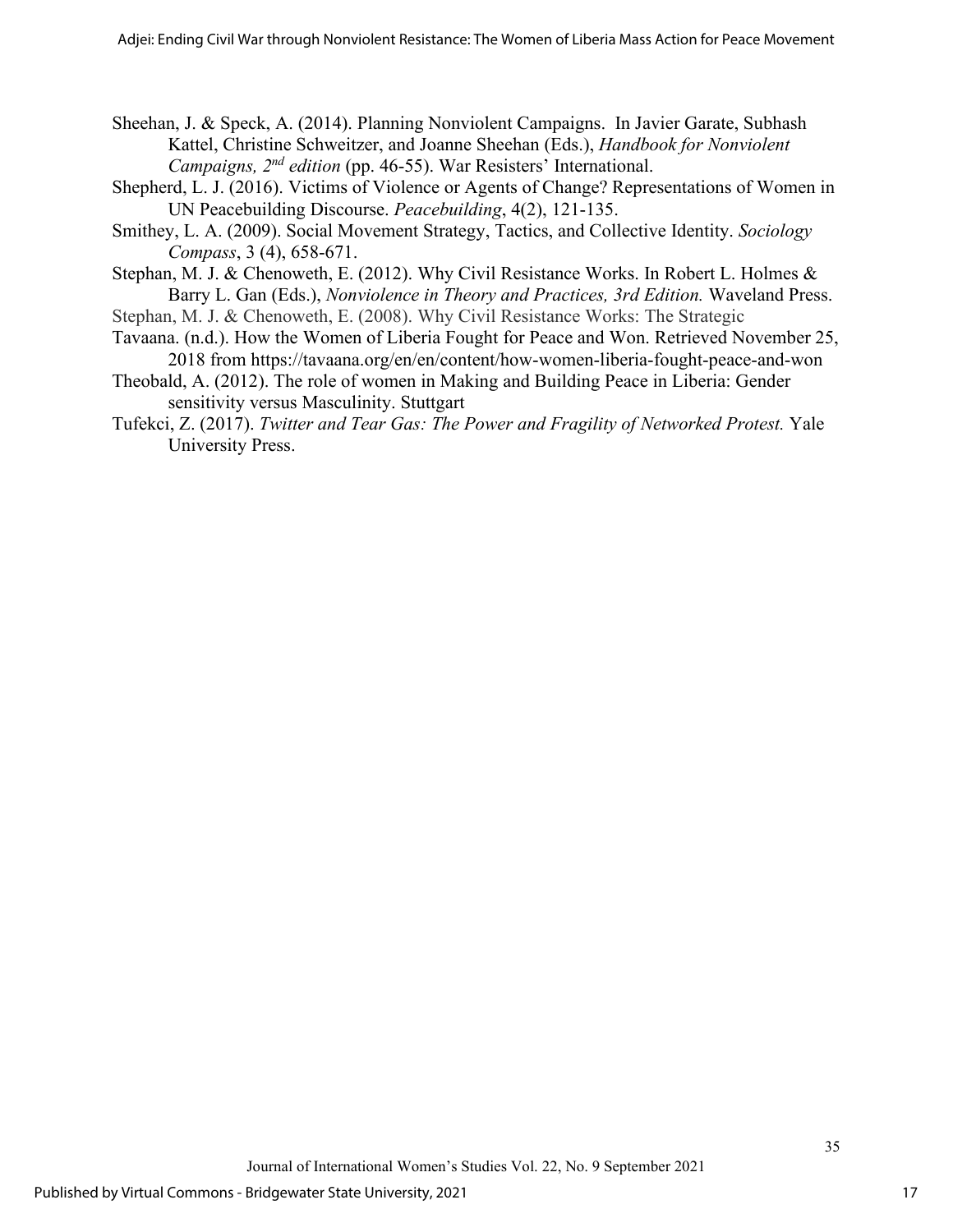Sheehan, J. & Speck, A. (2014). Planning Nonviolent Campaigns. In Javier Garate, Subhash Kattel, Christine Schweitzer, and Joanne Sheehan (Eds.), *Handbook for Nonviolent Campaigns, 2nd edition* (pp. 46-55). War Resisters' International.

Shepherd, L. J. (2016). Victims of Violence or Agents of Change? Representations of Women in UN Peacebuilding Discourse. *Peacebuilding*, 4(2), 121-135.

Smithey, L. A. (2009). Social Movement Strategy, Tactics, and Collective Identity. *Sociology Compass*, 3 (4), 658-671.

Stephan, M. J. & Chenoweth, E. (2012). Why Civil Resistance Works. In Robert L. Holmes & Barry L. Gan (Eds.), *Nonviolence in Theory and Practices, 3rd Edition.* Waveland Press.

Stephan, M. J. & Chenoweth, E. (2008). Why Civil Resistance Works: The Strategic

Tavaana. (n.d.). How the Women of Liberia Fought for Peace and Won. Retrieved November 25, 2018 from https://tavaana.org/en/en/content/how-women-liberia-fought-peace-and-won

Theobald, A. (2012). The role of women in Making and Building Peace in Liberia: Gender sensitivity versus Masculinity. Stuttgart

Tufekci, Z. (2017). *Twitter and Tear Gas: The Power and Fragility of Networked Protest.* Yale University Press.